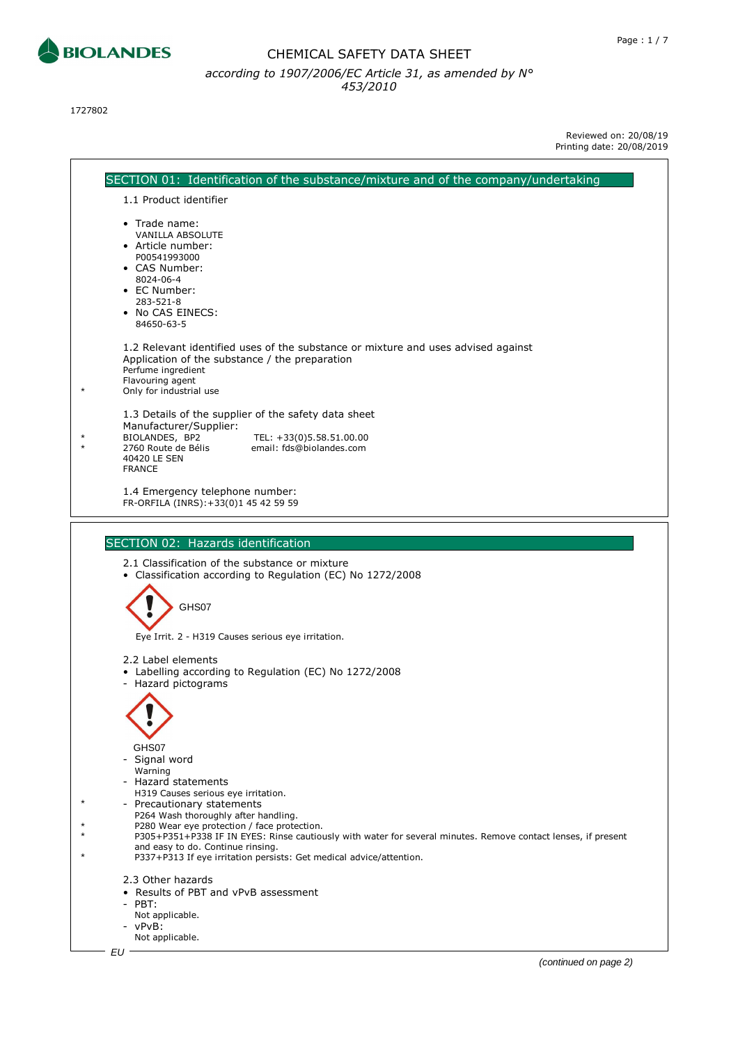# CHEMICAL SAFETY DATA SHEET

*according to 1907/2006/EC Article 31, as amended by N° 453/2010*

1727802

Reviewed on: 20/08/19
Printing date: 20/08/2019

## SECTION 01: Identification of the substance/mixture and of the company/undertaking

1.1 Product identifier

- Trade name:
  VANILLA ABSOLUTE
- Article number:
  P00541993000
- CAS Number:
  8024-06-4
- EC Number:
  283-521-8
- No CAS EINECS:
  84650-63-5

1.2 Relevant identified uses of the substance or mixture and uses advised against
Application of the substance / the preparation
Perfume ingredient
Flavouring agent
\* Only for industrial use

1.3 Details of the supplier of the safety data sheet
Manufacturer/Supplier:
\* BIOLANDES, BP2 — TEL: +33(0)5.58.51.00.00
\* 2760 Route de Bélis — email: fds@biolandes.com
40420 LE SEN
FRANCE

1.4 Emergency telephone number:
FR-ORFILA (INRS):+33(0)1 45 42 59 59

## SECTION 02: Hazards identification

2.1 Classification of the substance or mixture

- Classification according to Regulation (EC) No 1272/2008

GHS07

Eye Irrit. 2 - H319 Causes serious eye irritation.

2.2 Label elements

- Labelling according to Regulation (EC) No 1272/2008
- Hazard pictograms

GHS07

- Signal word
  Warning
- Hazard statements
  H319 Causes serious eye irritation.
- \* Precautionary statements
  P264 Wash thoroughly after handling.
  \* P280 Wear eye protection / face protection.
  \* P305+P351+P338 IF IN EYES: Rinse cautiously with water for several minutes. Remove contact lenses, if present and easy to do. Continue rinsing.
  \* P337+P313 If eye irritation persists: Get medical advice/attention.

2.3 Other hazards

- Results of PBT and vPvB assessment
- PBT:
  Not applicable.
- vPvB:
  Not applicable.

EU

*(continued on page 2)*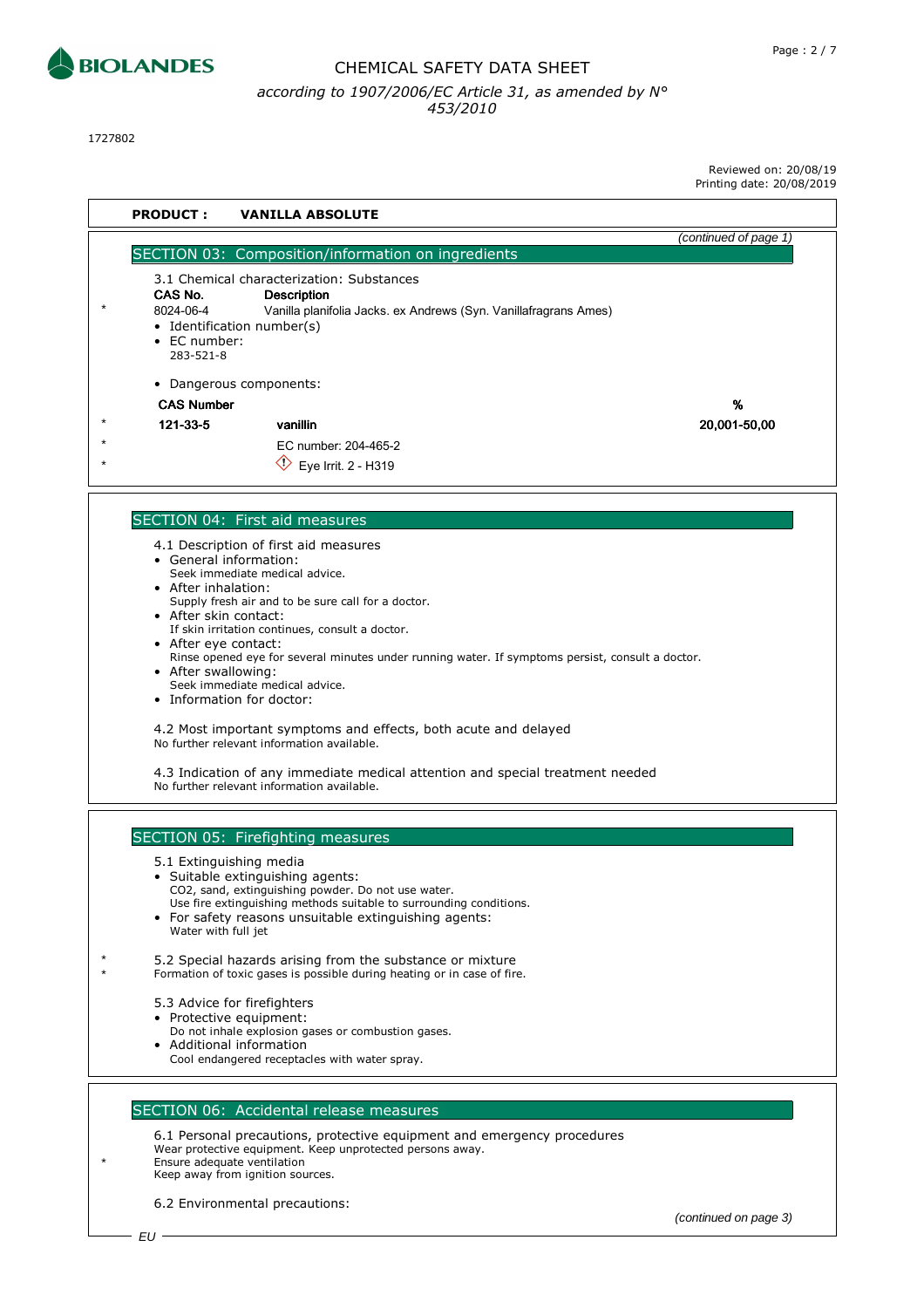1727802

Reviewed on: 20/08/19
Printing date: 20/08/2019

**PRODUCT : VANILLA ABSOLUTE**

*(continued of page 1)*

## SECTION 03: Composition/information on ingredients

3.1 Chemical characterization: Substances

| CAS No. | Description |
|---|---|
| 8024-06-4 | Vanilla planifolia Jacks. ex Andrews (Syn. Vanillafragrans Ames) |

- Identification number(s)
- EC number:
  283-521-8

- Dangerous components:

| CAS Number | | % |
|---|---|---|
| 121-33-5 | **vanillin** | **20,001-50,00** |
| | EC number: 204-465-2 | |
| | Eye Irrit. 2 - H319 | |

## SECTION 04: First aid measures

4.1 Description of first aid measures
- General information:
  Seek immediate medical advice.
- After inhalation:
  Supply fresh air and to be sure call for a doctor.
- After skin contact:
  If skin irritation continues, consult a doctor.
- After eye contact:
  Rinse opened eye for several minutes under running water. If symptoms persist, consult a doctor.
- After swallowing:
  Seek immediate medical advice.
- Information for doctor:

4.2 Most important symptoms and effects, both acute and delayed
No further relevant information available.

4.3 Indication of any immediate medical attention and special treatment needed
No further relevant information available.

## SECTION 05: Firefighting measures

5.1 Extinguishing media
- Suitable extinguishing agents:
  CO2, sand, extinguishing powder. Do not use water.
  Use fire extinguishing methods suitable to surrounding conditions.
- For safety reasons unsuitable extinguishing agents:
  Water with full jet

5.2 Special hazards arising from the substance or mixture
Formation of toxic gases is possible during heating or in case of fire.

5.3 Advice for firefighters
- Protective equipment:
  Do not inhale explosion gases or combustion gases.
- Additional information
  Cool endangered receptacles with water spray.

## SECTION 06: Accidental release measures

6.1 Personal precautions, protective equipment and emergency procedures
Wear protective equipment. Keep unprotected persons away.
Ensure adequate ventilation
Keep away from ignition sources.

6.2 Environmental precautions:

*(continued on page 3)*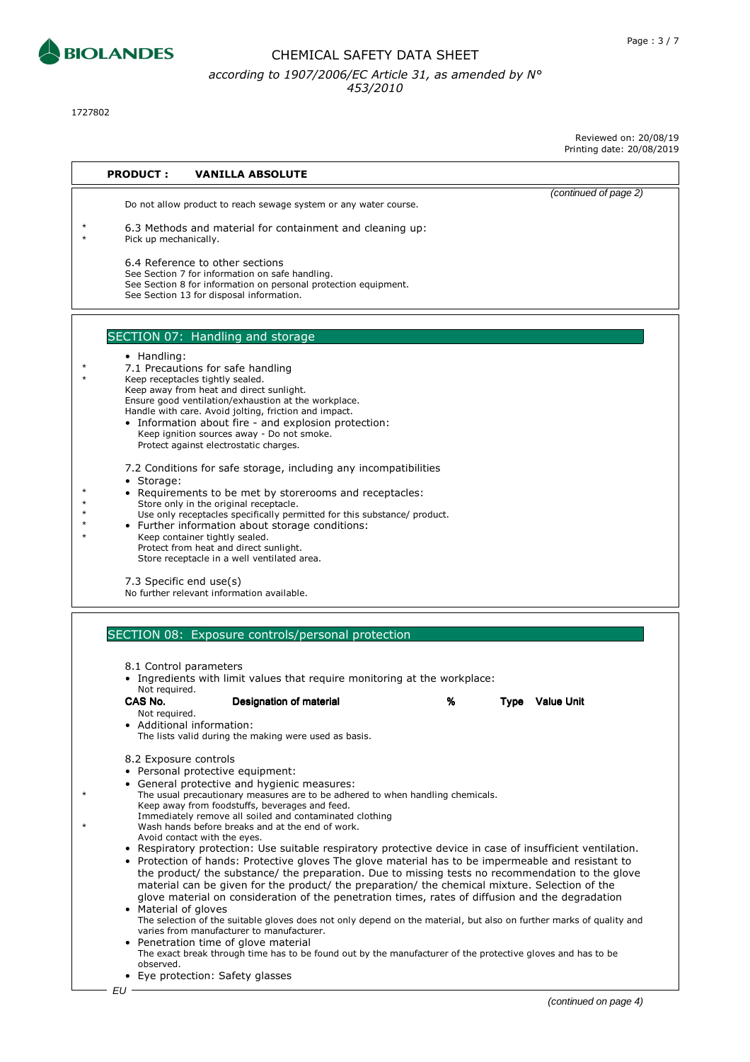**PRODUCT : VANILLA ABSOLUTE**

*(continued of page 2)*

Do not allow product to reach sewage system or any water course.

\* 6.3 Methods and material for containment and cleaning up:
\* Pick up mechanically.

6.4 Reference to other sections
See Section 7 for information on safe handling.
See Section 8 for information on personal protection equipment.
See Section 13 for disposal information.

## SECTION 07: Handling and storage

- Handling:

\* 7.1 Precautions for safe handling
\* Keep receptacles tightly sealed.
Keep away from heat and direct sunlight.
Ensure good ventilation/exhaustion at the workplace.
Handle with care. Avoid jolting, friction and impact.

- Information about fire - and explosion protection:
  Keep ignition sources away - Do not smoke.
  Protect against electrostatic charges.

7.2 Conditions for safe storage, including any incompatibilities

- Storage:
- \* Requirements to be met by storerooms and receptacles:
  \* Store only in the original receptacle.
  \* Use only receptacles specifically permitted for this substance/ product.
- \* Further information about storage conditions:
  \* Keep container tightly sealed.
  Protect from heat and direct sunlight.
  Store receptacle in a well ventilated area.

7.3 Specific end use(s)
No further relevant information available.

## SECTION 08: Exposure controls/personal protection

8.1 Control parameters

- Ingredients with limit values that require monitoring at the workplace:
  Not required.

| CAS No. | Designation of material | % | Type | Value Unit |
|---|---|---|---|---|
| Not required. | | | | |

- Additional information:
  The lists valid during the making were used as basis.

8.2 Exposure controls

- Personal protective equipment:
- General protective and hygienic measures:
  \* The usual precautionary measures are to be adhered to when handling chemicals.
  Keep away from foodstuffs, beverages and feed.
  Immediately remove all soiled and contaminated clothing
  \* Wash hands before breaks and at the end of work.
  Avoid contact with the eyes.
- Respiratory protection: Use suitable respiratory protective device in case of insufficient ventilation.
- Protection of hands: Protective gloves The glove material has to be impermeable and resistant to the product/ the substance/ the preparation. Due to missing tests no recommendation to the glove material can be given for the product/ the preparation/ the chemical mixture. Selection of the glove material on consideration of the penetration times, rates of diffusion and the degradation
- Material of gloves
  The selection of the suitable gloves does not only depend on the material, but also on further marks of quality and varies from manufacturer to manufacturer.
- Penetration time of glove material
  The exact break through time has to be found out by the manufacturer of the protective gloves and has to be observed.
- Eye protection: Safety glasses

*(continued on page 4)*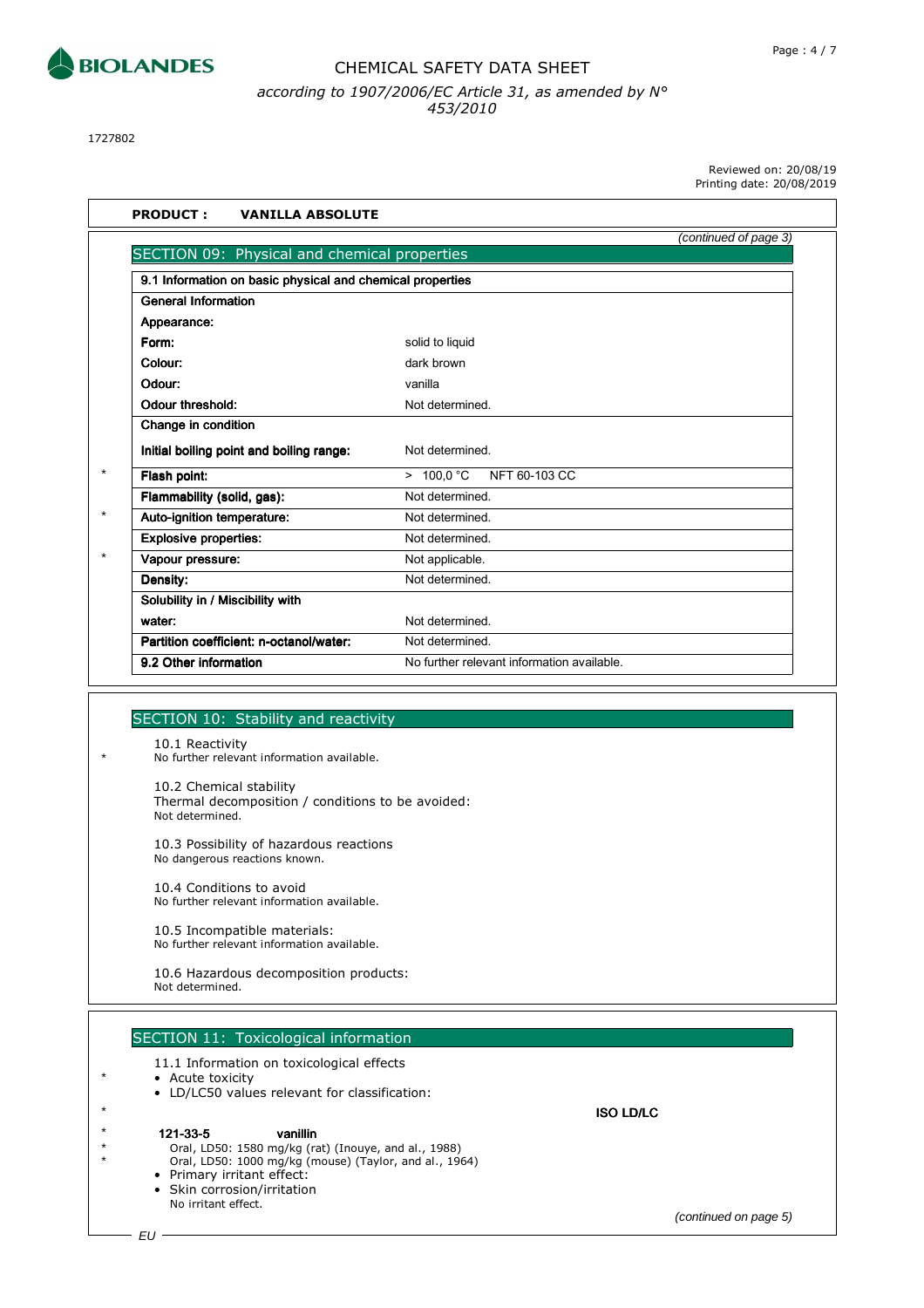1727802

Reviewed on: 20/08/19
Printing date: 20/08/2019

**PRODUCT : VANILLA ABSOLUTE**

*(continued of page 3)*

## SECTION 09: Physical and chemical properties

| 9.1 Information on basic physical and chemical properties | |
|---|---|
| **General Information** | |
| **Appearance:** | |
| **Form:** | solid to liquid |
| **Colour:** | dark brown |
| **Odour:** | vanilla |
| **Odour threshold:** | Not determined. |
| **Change in condition** | |
| **Initial boiling point and boiling range:** | Not determined. |
| * **Flash point:** | > 100,0 °C NFT 60-103 CC |
| **Flammability (solid, gas):** | Not determined. |
| * **Auto-ignition temperature:** | Not determined. |
| **Explosive properties:** | Not determined. |
| * **Vapour pressure:** | Not applicable. |
| **Density:** | Not determined. |
| **Solubility in / Miscibility with** | |
| **water:** | Not determined. |
| **Partition coefficient: n-octanol/water:** | Not determined. |
| **9.2 Other information** | No further relevant information available. |

## SECTION 10: Stability and reactivity

10.1 Reactivity
\* No further relevant information available.

10.2 Chemical stability
Thermal decomposition / conditions to be avoided:
Not determined.

10.3 Possibility of hazardous reactions
No dangerous reactions known.

10.4 Conditions to avoid
No further relevant information available.

10.5 Incompatible materials:
No further relevant information available.

10.6 Hazardous decomposition products:
Not determined.

## SECTION 11: Toxicological information

11.1 Information on toxicological effects

- Acute toxicity
- LD/LC50 values relevant for classification:

**ISO LD/LC**

**121-33-5 vanillin**
Oral, LD50: 1580 mg/kg (rat) (Inouye, and al., 1988)
Oral, LD50: 1000 mg/kg (mouse) (Taylor, and al., 1964)

- Primary irritant effect:
- Skin corrosion/irritation
  No irritant effect.

*(continued on page 5)*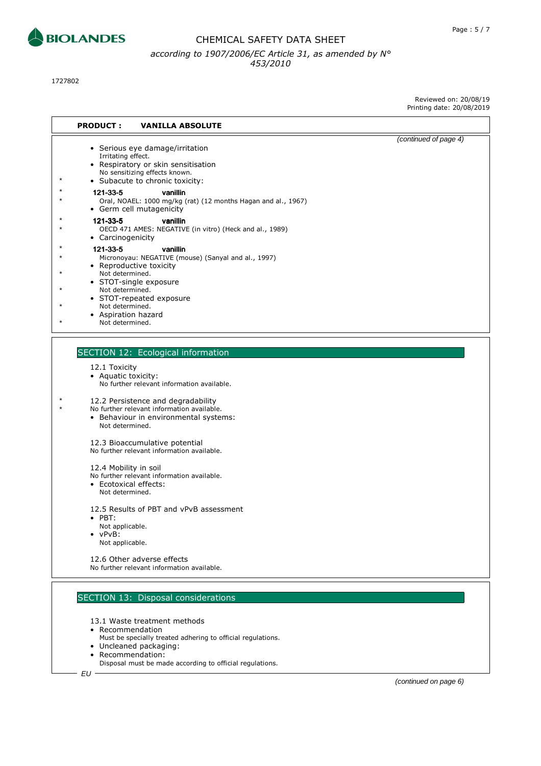**PRODUCT : VANILLA ABSOLUTE**

*(continued of page 4)*

- Serious eye damage/irritation
  Irritating effect.
- Respiratory or skin sensitisation
  No sensitizing effects known.
- Subacute to chronic toxicity:

  **121-33-5 vanillin**
  Oral, NOAEL: 1000 mg/kg (rat) (12 months Hagan and al., 1967)
- Germ cell mutagenicity

  **121-33-5 vanillin**
  OECD 471 AMES: NEGATIVE (in vitro) (Heck and al., 1989)
- Carcinogenicity

  **121-33-5 vanillin**
  Micronoyau: NEGATIVE (mouse) (Sanyal and al., 1997)
- Reproductive toxicity
  Not determined.
- STOT-single exposure
  Not determined.
- STOT-repeated exposure
  Not determined.
- Aspiration hazard
  Not determined.

## SECTION 12: Ecological information

12.1 Toxicity
- Aquatic toxicity:
  No further relevant information available.

12.2 Persistence and degradability
No further relevant information available.
- Behaviour in environmental systems:
  Not determined.

12.3 Bioaccumulative potential
No further relevant information available.

12.4 Mobility in soil
No further relevant information available.
- Ecotoxical effects:
  Not determined.

12.5 Results of PBT and vPvB assessment
- PBT:
  Not applicable.
- vPvB:
  Not applicable.

12.6 Other adverse effects
No further relevant information available.

## SECTION 13: Disposal considerations

13.1 Waste treatment methods
- Recommendation
  Must be specially treated adhering to official regulations.
- Uncleaned packaging:
- Recommendation:
  Disposal must be made according to official regulations.

*(continued on page 6)*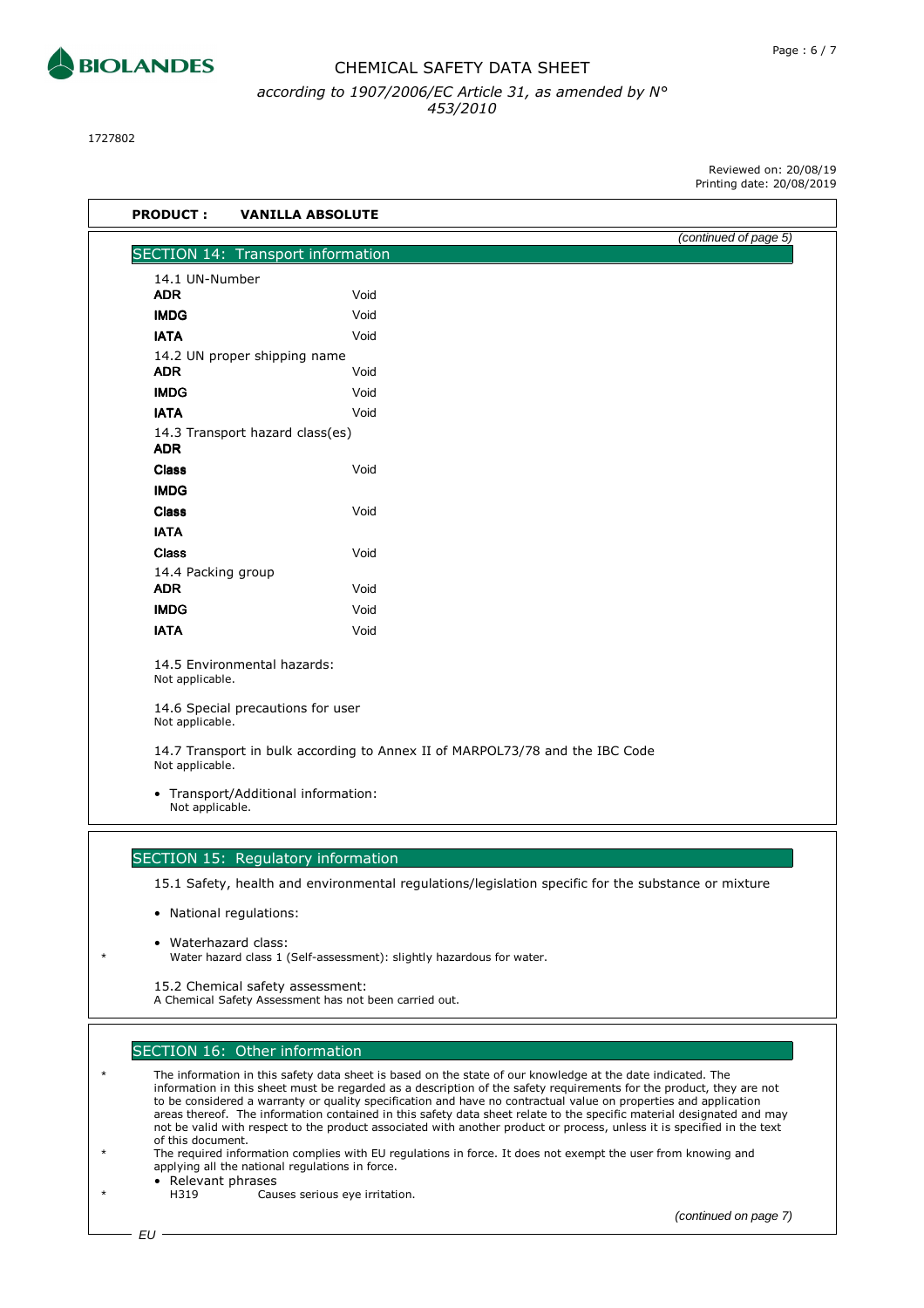1727802

Reviewed on: 20/08/19
Printing date: 20/08/2019

**PRODUCT : VANILLA ABSOLUTE**

*(continued of page 5)*

## SECTION 14: Transport information

14.1 UN-Number

| | |
|---|---|
| **ADR** | Void |
| **IMDG** | Void |
| **IATA** | Void |

14.2 UN proper shipping name

| | |
|---|---|
| **ADR** | Void |
| **IMDG** | Void |
| **IATA** | Void |

14.3 Transport hazard class(es)

| | |
|---|---|
| **ADR** | |
| **Class** | Void |
| **IMDG** | |
| **Class** | Void |
| **IATA** | |
| **Class** | Void |

14.4 Packing group

| | |
|---|---|
| **ADR** | Void |
| **IMDG** | Void |
| **IATA** | Void |

14.5 Environmental hazards:
Not applicable.

14.6 Special precautions for user
Not applicable.

14.7 Transport in bulk according to Annex II of MARPOL73/78 and the IBC Code
Not applicable.

- Transport/Additional information:
  Not applicable.

## SECTION 15: Regulatory information

15.1 Safety, health and environmental regulations/legislation specific for the substance or mixture

- National regulations:
- Waterhazard class:
  Water hazard class 1 (Self-assessment): slightly hazardous for water.

15.2 Chemical safety assessment:
A Chemical Safety Assessment has not been carried out.

## SECTION 16: Other information

The information in this safety data sheet is based on the state of our knowledge at the date indicated. The information in this sheet must be regarded as a description of the safety requirements for the product, they are not to be considered a warranty or quality specification and have no contractual value on properties and application areas thereof. The information contained in this safety data sheet relate to the specific material designated and may not be valid with respect to the product associated with another product or process, unless it is specified in the text of this document.
The required information complies with EU regulations in force. It does not exempt the user from knowing and applying all the national regulations in force.

- Relevant phrases
  H319 Causes serious eye irritation.

*(continued on page 7)*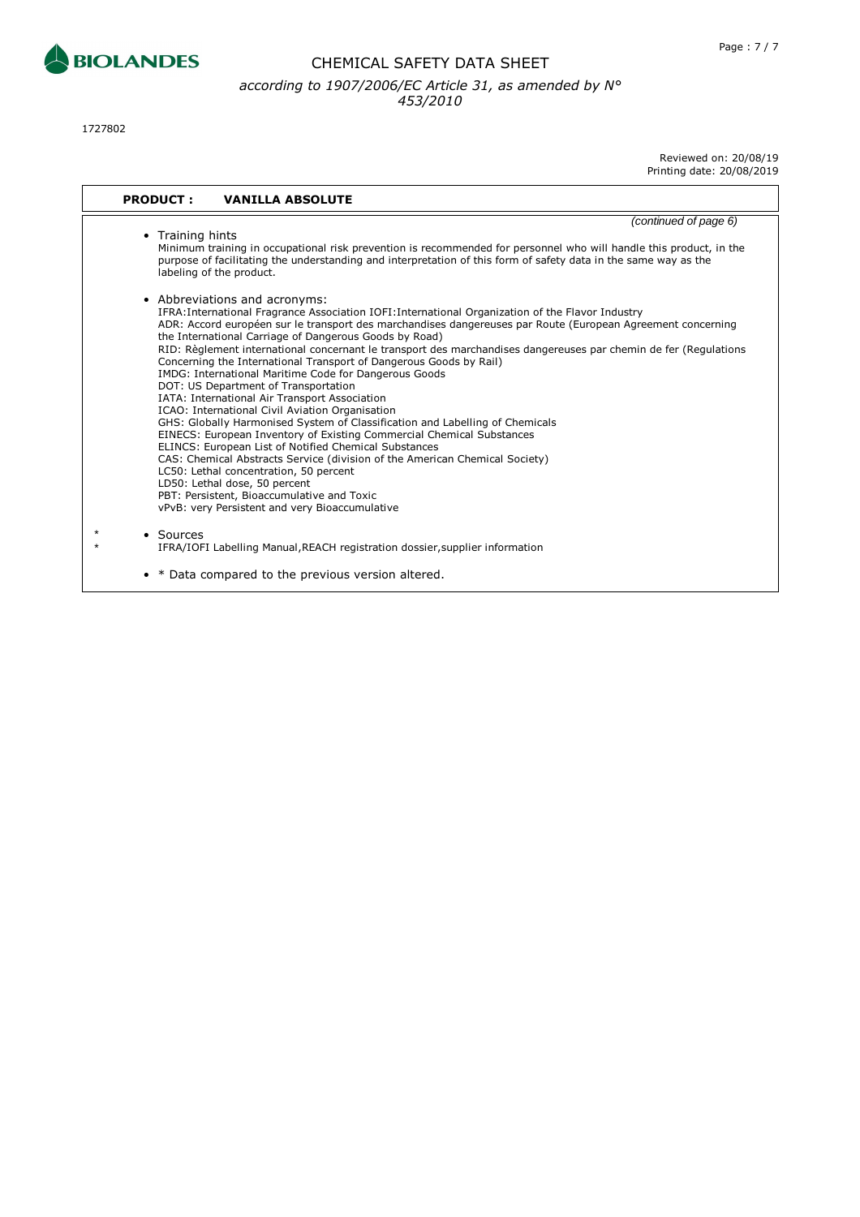**PRODUCT : VANILLA ABSOLUTE**

*(continued of page 6)*

- Training hints
  Minimum training in occupational risk prevention is recommended for personnel who will handle this product, in the purpose of facilitating the understanding and interpretation of this form of safety data in the same way as the labeling of the product.

- Abbreviations and acronyms:
  IFRA:International Fragrance Association IOFI:International Organization of the Flavor Industry
  ADR: Accord européen sur le transport des marchandises dangereuses par Route (European Agreement concerning the International Carriage of Dangerous Goods by Road)
  RID: Règlement international concernant le transport des marchandises dangereuses par chemin de fer (Regulations Concerning the International Transport of Dangerous Goods by Rail)
  IMDG: International Maritime Code for Dangerous Goods
  DOT: US Department of Transportation
  IATA: International Air Transport Association
  ICAO: International Civil Aviation Organisation
  GHS: Globally Harmonised System of Classification and Labelling of Chemicals
  EINECS: European Inventory of Existing Commercial Chemical Substances
  ELINCS: European List of Notified Chemical Substances
  CAS: Chemical Abstracts Service (division of the American Chemical Society)
  LC50: Lethal concentration, 50 percent
  LD50: Lethal dose, 50 percent
  PBT: Persistent, Bioaccumulative and Toxic
  vPvB: very Persistent and very Bioaccumulative

\* • Sources
\* IFRA/IOFI Labelling Manual,REACH registration dossier,supplier information

- \* Data compared to the previous version altered.